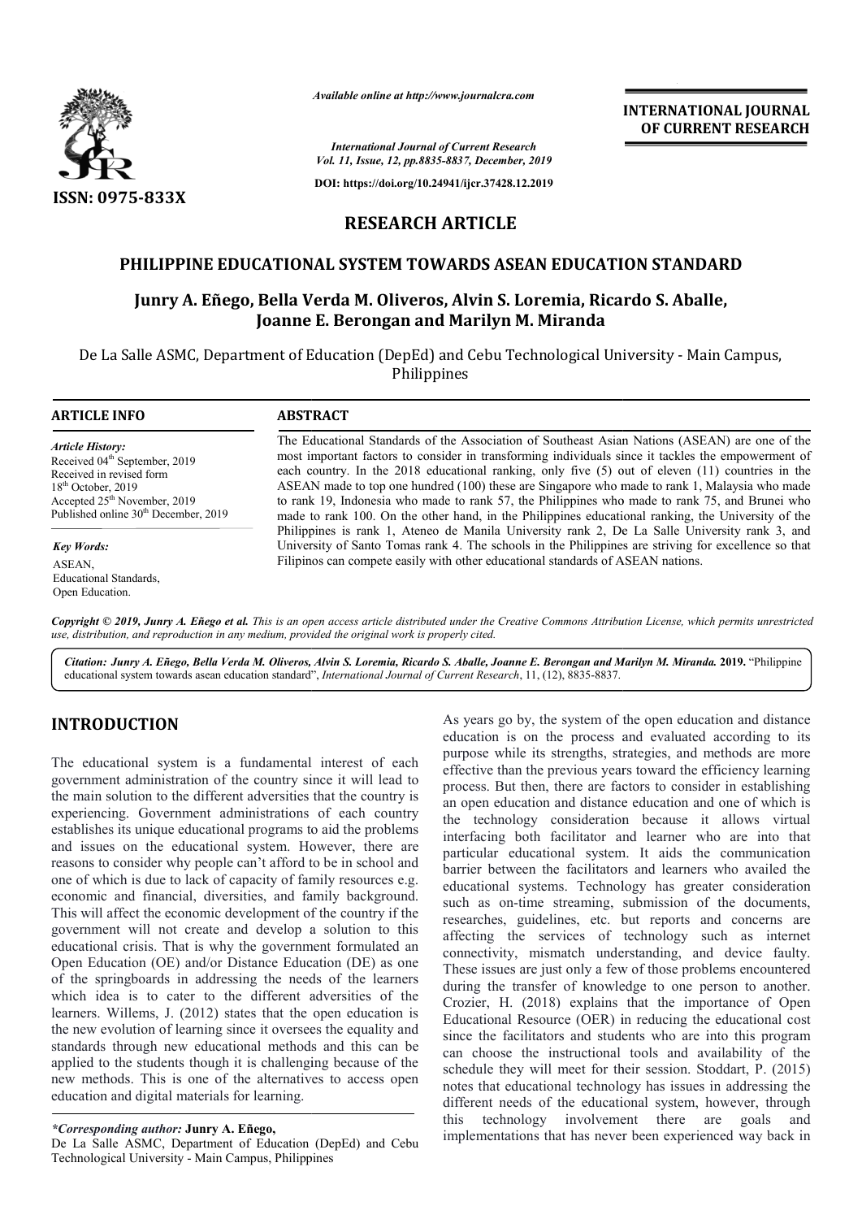*Available online at http://www.journalcra.com*

*International Journal of Current Research*
*Vol. 11, Issue, 12, pp.8835-8837, December, 2019*

**DOI: https://doi.org/10.24941/ijcr.37428.12.2019**

**ISSN: 0975-833X**

**INTERNATIONAL JOURNAL OF CURRENT RESEARCH**

# RESEARCH ARTICLE

## PHILIPPINE EDUCATIONAL SYSTEM TOWARDS ASEAN EDUCATION STANDARD

**Junry A. Eñego, Bella Verda M. Oliveros, Alvin S. Loremia, Ricardo S. Aballe, Joanne E. Berongan and Marilyn M. Miranda**

De La Salle ASMC, Department of Education (DepEd) and Cebu Technological University - Main Campus, Philippines

**ARTICLE INFO**

*Article History:*
Received 04th September, 2019
Received in revised form
18th October, 2019
Accepted 25th November, 2019
Published online 30th December, 2019

*Key Words:*
ASEAN,
Educational Standards,
Open Education.

**ABSTRACT**

The Educational Standards of the Association of Southeast Asian Nations (ASEAN) are one of the most important factors to consider in transforming individuals since it tackles the empowerment of each country. In the 2018 educational ranking, only five (5) out of eleven (11) countries in the ASEAN made to top one hundred (100) these are Singapore who made to rank 1, Malaysia who made to rank 19, Indonesia who made to rank 57, the Philippines who made to rank 75, and Brunei who made to rank 100. On the other hand, in the Philippines educational ranking, the University of the Philippines is rank 1, Ateneo de Manila University rank 2, De La Salle University rank 3, and University of Santo Tomas rank 4. The schools in the Philippines are striving for excellence so that Filipinos can compete easily with other educational standards of ASEAN nations.

*Copyright © 2019, Junry A. Eñego et al. This is an open access article distributed under the Creative Commons Attribution License, which permits unrestricted use, distribution, and reproduction in any medium, provided the original work is properly cited.*

*Citation: Junry A. Eñego, Bella Verda M. Oliveros, Alvin S. Loremia, Ricardo S. Aballe, Joanne E. Berongan and Marilyn M. Miranda.* **2019.** "Philippine educational system towards asean education standard", *International Journal of Current Research*, 11, (12), 8835-8837.

# INTRODUCTION

The educational system is a fundamental interest of each government administration of the country since it will lead to the main solution to the different adversities that the country is experiencing. Government administrations of each country establishes its unique educational programs to aid the problems and issues on the educational system. However, there are reasons to consider why people can't afford to be in school and one of which is due to lack of capacity of family resources e.g. economic and financial, diversities, and family background. This will affect the economic development of the country if the government will not create and develop a solution to this educational crisis. That is why the government formulated an Open Education (OE) and/or Distance Education (DE) as one of the springboards in addressing the needs of the learners which idea is to cater to the different adversities of the learners. Willems, J. (2012) states that the open education is the new evolution of learning since it oversees the equality and standards through new educational methods and this can be applied to the students though it is challenging because of the new methods. This is one of the alternatives to access open education and digital materials for learning.

As years go by, the system of the open education and distance education is on the process and evaluated according to its purpose while its strengths, strategies, and methods are more effective than the previous years toward the efficiency learning process. But then, there are factors to consider in establishing an open education and distance education and one of which is the technology consideration because it allows virtual interfacing both facilitator and learner who are into that particular educational system. It aids the communication barrier between the facilitators and learners who availed the educational systems. Technology has greater consideration such as on-time streaming, submission of the documents, researches, guidelines, etc. but reports and concerns are affecting the services of technology such as internet connectivity, mismatch understanding, and device faulty. These issues are just only a few of those problems encountered during the transfer of knowledge to one person to another. Crozier, H. (2018) explains that the importance of Open Educational Resource (OER) in reducing the educational cost since the facilitators and students who are into this program can choose the instructional tools and availability of the schedule they will meet for their session. Stoddart, P. (2015) notes that educational technology has issues in addressing the different needs of the educational system, however, through this technology involvement there are goals and implementations that has never been experienced way back in

*\*Corresponding author:* **Junry A. Eñego,**
De La Salle ASMC, Department of Education (DepEd) and Cebu Technological University - Main Campus, Philippines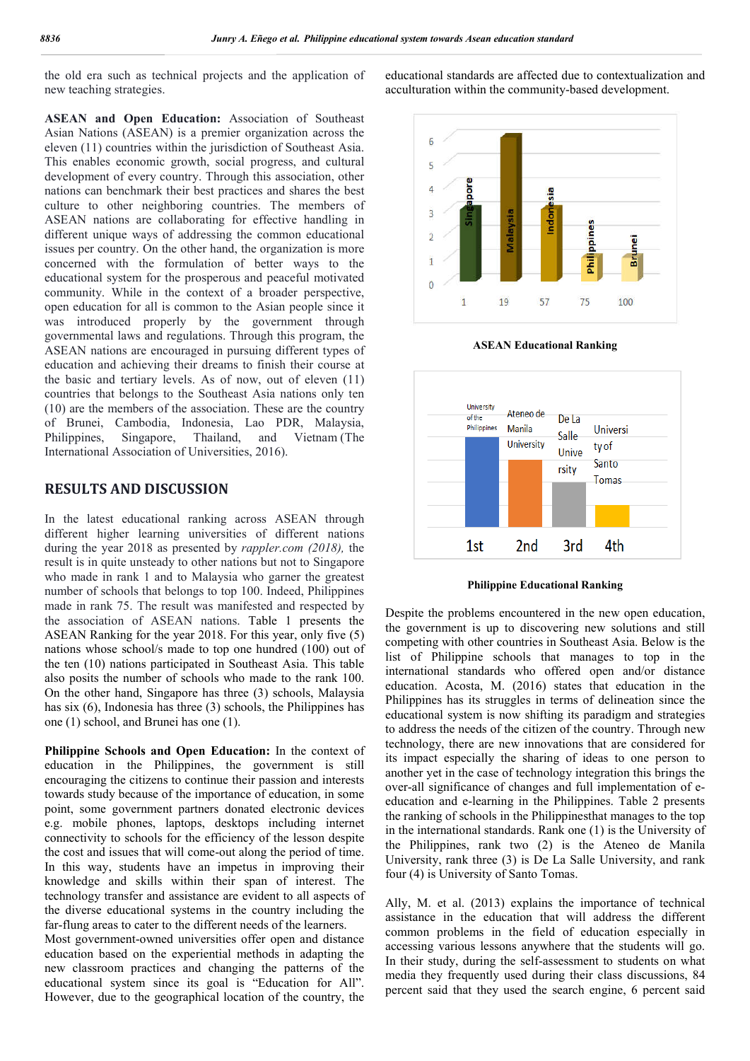the old era such as technical projects and the application of new teaching strategies.

**ASEAN and Open Education:** Association of Southeast Asian Nations (ASEAN) is a premier organization across the eleven (11) countries within the jurisdiction of Southeast Asia. This enables economic growth, social progress, and cultural development of every country. Through this association, other nations can benchmark their best practices and shares the best culture to other neighboring countries. The members of ASEAN nations are collaborating for effective handling in different unique ways of addressing the common educational issues per country. On the other hand, the organization is more concerned with the formulation of better ways to the educational system for the prosperous and peaceful motivated community. While in the context of a broader perspective, open education for all is common to the Asian people since it was introduced properly by the government through governmental laws and regulations. Through this program, the ASEAN nations are encouraged in pursuing different types of education and achieving their dreams to finish their course at the basic and tertiary levels. As of now, out of eleven (11) countries that belongs to the Southeast Asia nations only ten (10) are the members of the association. These are the country of Brunei, Cambodia, Indonesia, Lao PDR, Malaysia, Philippines, Singapore, Thailand, and Vietnam (The International Association of Universities, 2016).

## RESULTS AND DISCUSSION

In the latest educational ranking across ASEAN through different higher learning universities of different nations during the year 2018 as presented by *rappler.com (2018),* the result is in quite unsteady to other nations but not to Singapore who made in rank 1 and to Malaysia who garner the greatest number of schools that belongs to top 100. Indeed, Philippines made in rank 75. The result was manifested and respected by the association of ASEAN nations. Table 1 presents the ASEAN Ranking for the year 2018. For this year, only five (5) nations whose school/s made to top one hundred (100) out of the ten (10) nations participated in Southeast Asia. This table also posits the number of schools who made to the rank 100. On the other hand, Singapore has three (3) schools, Malaysia has six (6), Indonesia has three (3) schools, the Philippines has one (1) school, and Brunei has one (1).

**Philippine Schools and Open Education:** In the context of education in the Philippines, the government is still encouraging the citizens to continue their passion and interests towards study because of the importance of education, in some point, some government partners donated electronic devices e.g. mobile phones, laptops, desktops including internet connectivity to schools for the efficiency of the lesson despite the cost and issues that will come-out along the period of time. In this way, students have an impetus in improving their knowledge and skills within their span of interest. The technology transfer and assistance are evident to all aspects of the diverse educational systems in the country including the far-flung areas to cater to the different needs of the learners.

Most government-owned universities offer open and distance education based on the experiential methods in adapting the new classroom practices and changing the patterns of the educational system since its goal is "Education for All". However, due to the geographical location of the country, the educational standards are affected due to contextualization and acculturation within the community-based development.

6
5
4
3
2
1
0
Singapore
Malaysia
Indonesia
Philippines
Brunei
1
19
57
75
100

**ASEAN Educational Ranking**

University of the Philippines
Ateneo de Manila University
De La Salle University
University of Santo Tomas
1st
2nd
3rd
4th

**Philippine Educational Ranking**

Despite the problems encountered in the new open education, the government is up to discovering new solutions and still competing with other countries in Southeast Asia. Below is the list of Philippine schools that manages to top in the international standards who offered open and/or distance education. Acosta, M. (2016) states that education in the Philippines has its struggles in terms of delineation since the educational system is now shifting its paradigm and strategies to address the needs of the citizen of the country. Through new technology, there are new innovations that are considered for its impact especially the sharing of ideas to one person to another yet in the case of technology integration this brings the over-all significance of changes and full implementation of e-education and e-learning in the Philippines. Table 2 presents the ranking of schools in the Philippinesthat manages to the top in the international standards. Rank one (1) is the University of the Philippines, rank two (2) is the Ateneo de Manila University, rank three (3) is De La Salle University, and rank four (4) is University of Santo Tomas.

Ally, M. et al. (2013) explains the importance of technical assistance in the education that will address the different common problems in the field of education especially in accessing various lessons anywhere that the students will go. In their study, during the self-assessment to students on what media they frequently used during their class discussions, 84 percent said that they used the search engine, 6 percent said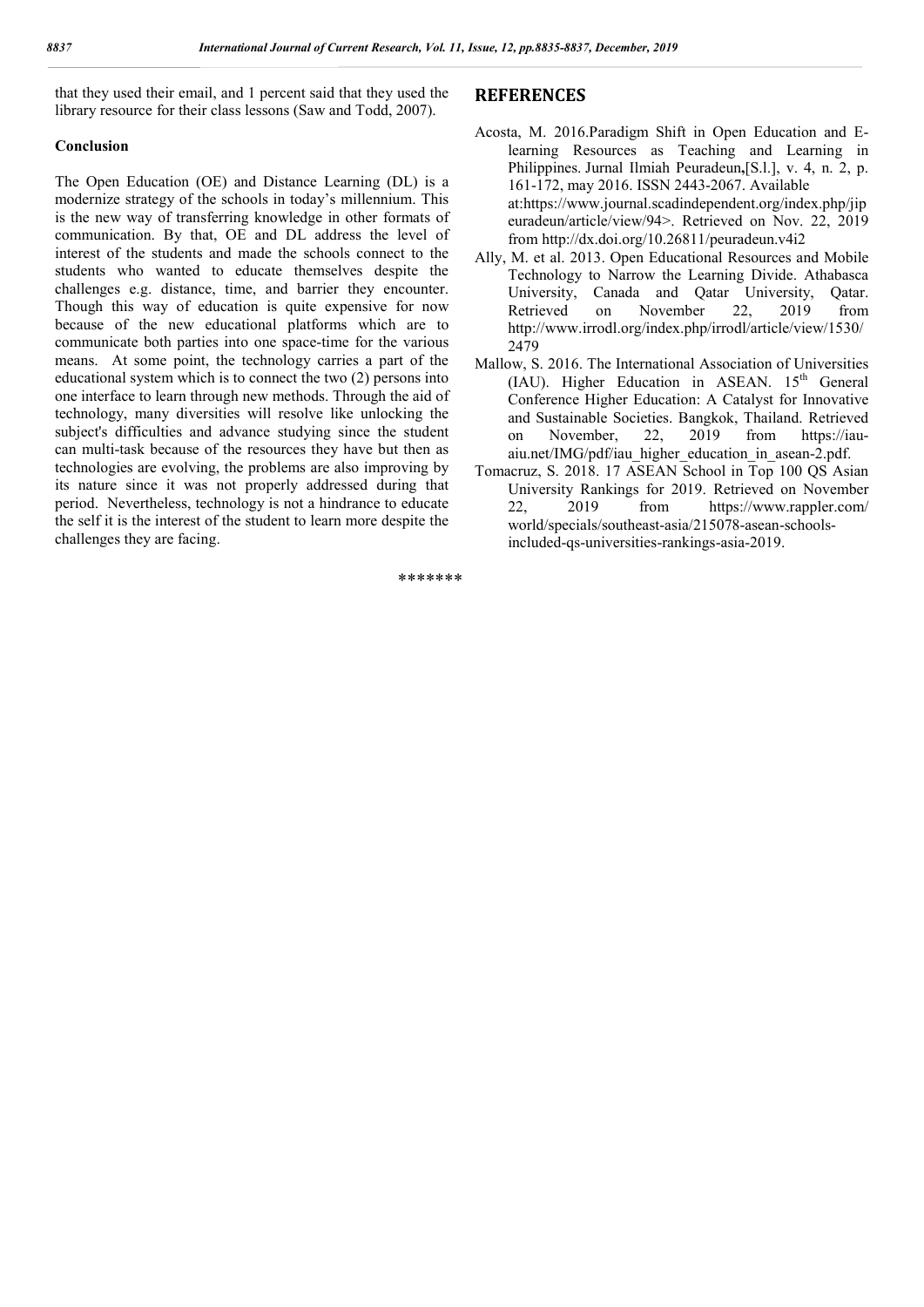that they used their email, and 1 percent said that they used the library resource for their class lessons (Saw and Todd, 2007).

### Conclusion

The Open Education (OE) and Distance Learning (DL) is a modernize strategy of the schools in today's millennium. This is the new way of transferring knowledge in other formats of communication. By that, OE and DL address the level of interest of the students and made the schools connect to the students who wanted to educate themselves despite the challenges e.g. distance, time, and barrier they encounter. Though this way of education is quite expensive for now because of the new educational platforms which are to communicate both parties into one space-time for the various means. At some point, the technology carries a part of the educational system which is to connect the two (2) persons into one interface to learn through new methods. Through the aid of technology, many diversities will resolve like unlocking the subject's difficulties and advance studying since the student can multi-task because of the resources they have but then as technologies are evolving, the problems are also improving by its nature since it was not properly addressed during that period. Nevertheless, technology is not a hindrance to educate the self it is the interest of the student to learn more despite the challenges they are facing.

## REFERENCES

Acosta, M. 2016.Paradigm Shift in Open Education and E-learning Resources as Teaching and Learning in Philippines. Jurnal Ilmiah Peuradeun,[S.l.], v. 4, n. 2, p. 161-172, may 2016. ISSN 2443-2067. Available at:https://www.journal.scadindependent.org/index.php/jipeuradeun/article/view/94>. Retrieved on Nov. 22, 2019 from http://dx.doi.org/10.26811/peuradeun.v4i2

Ally, M. et al. 2013. Open Educational Resources and Mobile Technology to Narrow the Learning Divide. Athabasca University, Canada and Qatar University, Qatar. Retrieved on November 22, 2019 from http://www.irrodl.org/index.php/irrodl/article/view/1530/2479

Mallow, S. 2016. The International Association of Universities (IAU). Higher Education in ASEAN. 15th General Conference Higher Education: A Catalyst for Innovative and Sustainable Societies. Bangkok, Thailand. Retrieved on November, 22, 2019 from https://iau-aiu.net/IMG/pdf/iau_higher_education_in_asean-2.pdf.

Tomacruz, S. 2018. 17 ASEAN School in Top 100 QS Asian University Rankings for 2019. Retrieved on November 22, 2019 from https://www.rappler.com/world/specials/southeast-asia/215078-asean-schools-included-qs-universities-rankings-asia-2019.

*******